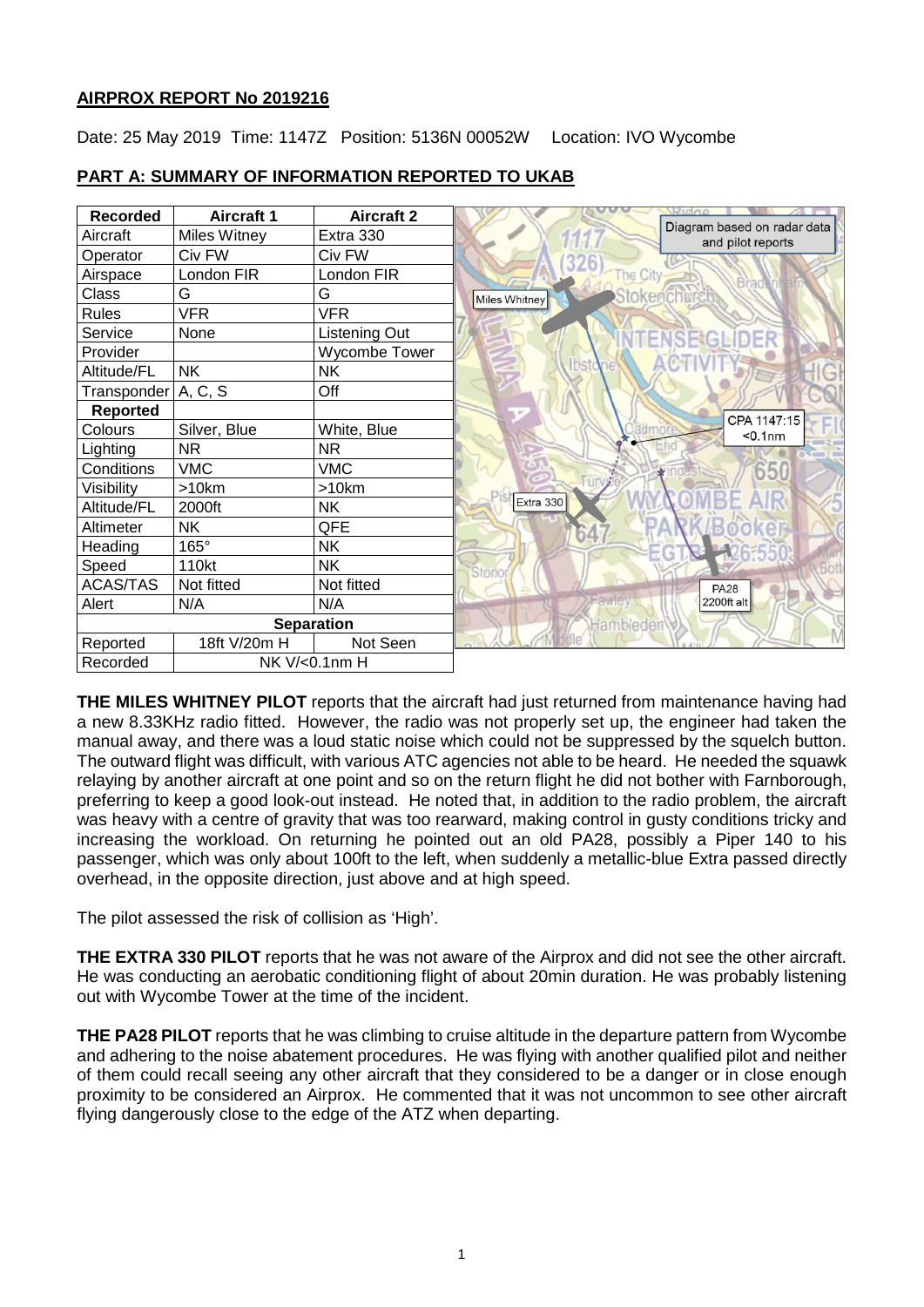## AIRPROX REPORT No 2019216

Date: 25 May 2019 Time: 1147Z Position: 5136N 00052W Location: IVO Wycombe

## PART A: SUMMARY OF INFORMATION REPORTED TO UKAB

| Recorded | Aircraft 1 | Aircraft 2 |
|---|---|---|
| Aircraft | Miles Witney | Extra 330 |
| Operator | Civ FW | Civ FW |
| Airspace | London FIR | London FIR |
| Class | G | G |
| Rules | VFR | VFR |
| Service | None | Listening Out |
| Provider | | Wycombe Tower |
| Altitude/FL | NK | NK |
| Transponder | A, C, S | Off |
| **Reported** | | |
| Colours | Silver, Blue | White, Blue |
| Lighting | NR | NR |
| Conditions | VMC | VMC |
| Visibility | >10km | >10km |
| Altitude/FL | 2000ft | NK |
| Altimeter | NK | QFE |
| Heading | 165° | NK |
| Speed | 110kt | NK |
| ACAS/TAS | Not fitted | Not fitted |
| Alert | N/A | N/A |
| **Separation** | | |
| Reported | 18ft V/20m H | Not Seen |
| Recorded | NK V/<0.1nm H | |

Diagram based on radar data and pilot reports

**THE MILES WHITNEY PILOT** reports that the aircraft had just returned from maintenance having had a new 8.33KHz radio fitted. However, the radio was not properly set up, the engineer had taken the manual away, and there was a loud static noise which could not be suppressed by the squelch button. The outward flight was difficult, with various ATC agencies not able to be heard. He needed the squawk relaying by another aircraft at one point and so on the return flight he did not bother with Farnborough, preferring to keep a good look-out instead. He noted that, in addition to the radio problem, the aircraft was heavy with a centre of gravity that was too rearward, making control in gusty conditions tricky and increasing the workload. On returning he pointed out an old PA28, possibly a Piper 140 to his passenger, which was only about 100ft to the left, when suddenly a metallic-blue Extra passed directly overhead, in the opposite direction, just above and at high speed.

The pilot assessed the risk of collision as 'High'.

**THE EXTRA 330 PILOT** reports that he was not aware of the Airprox and did not see the other aircraft. He was conducting an aerobatic conditioning flight of about 20min duration. He was probably listening out with Wycombe Tower at the time of the incident.

**THE PA28 PILOT** reports that he was climbing to cruise altitude in the departure pattern from Wycombe and adhering to the noise abatement procedures. He was flying with another qualified pilot and neither of them could recall seeing any other aircraft that they considered to be a danger or in close enough proximity to be considered an Airprox. He commented that it was not uncommon to see other aircraft flying dangerously close to the edge of the ATZ when departing.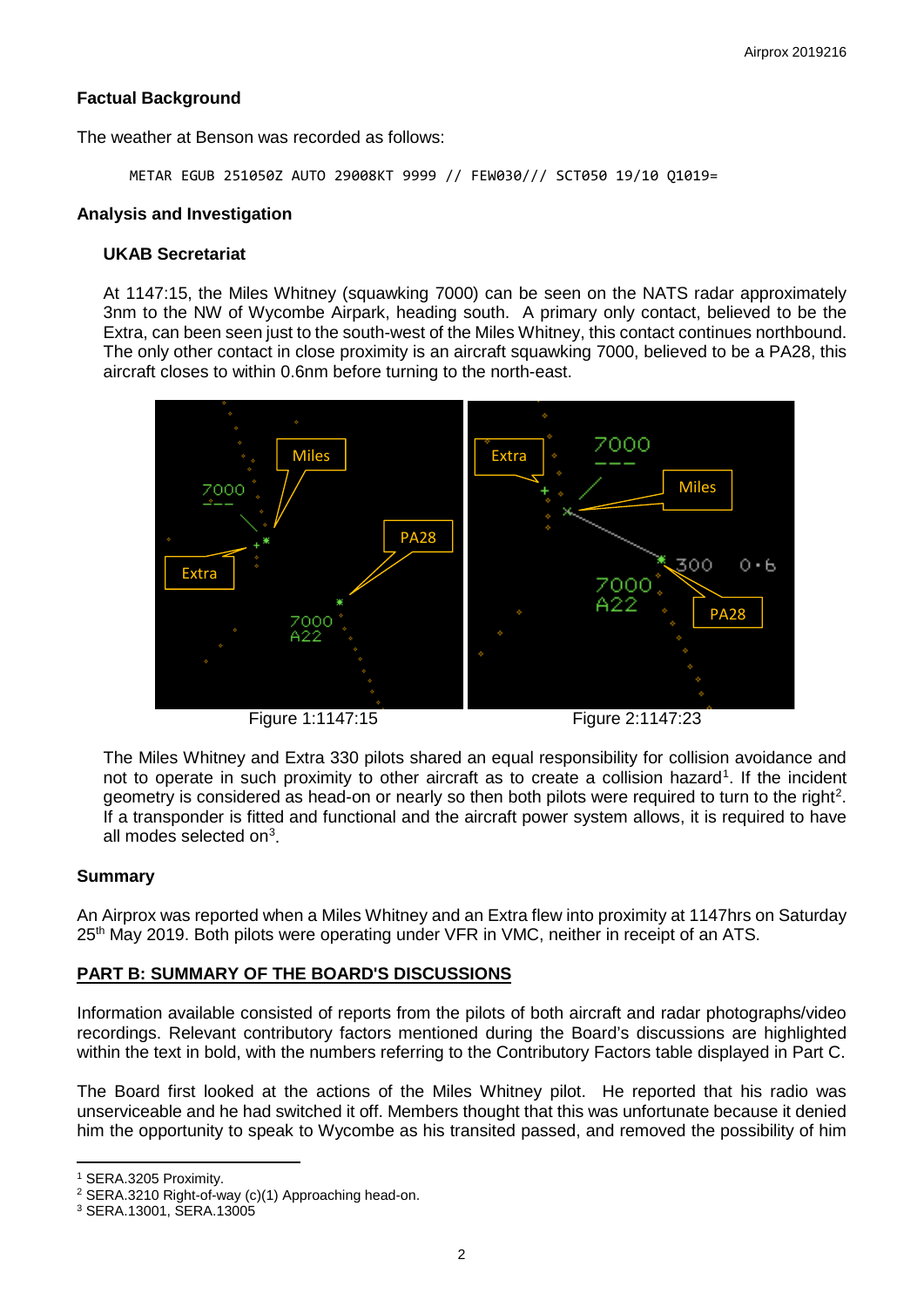### Factual Background

The weather at Benson was recorded as follows:

```
METAR EGUB 251050Z AUTO 29008KT 9999 // FEW030/// SCT050 19/10 Q1019=
```

### Analysis and Investigation

#### UKAB Secretariat

At 1147:15, the Miles Whitney (squawking 7000) can be seen on the NATS radar approximately 3nm to the NW of Wycombe Airpark, heading south. A primary only contact, believed to be the Extra, can been seen just to the south-west of the Miles Whitney, this contact continues northbound. The only other contact in close proximity is an aircraft squawking 7000, believed to be a PA28, this aircraft closes to within 0.6nm before turning to the north-east.

Figure 1:1147:15

Figure 2:1147:23

The Miles Whitney and Extra 330 pilots shared an equal responsibility for collision avoidance and not to operate in such proximity to other aircraft as to create a collision hazard[1]. If the incident geometry is considered as head-on or nearly so then both pilots were required to turn to the right[2]. If a transponder is fitted and functional and the aircraft power system allows, it is required to have all modes selected on[3].

### Summary

An Airprox was reported when a Miles Whitney and an Extra flew into proximity at 1147hrs on Saturday 25th May 2019. Both pilots were operating under VFR in VMC, neither in receipt of an ATS.

## PART B: SUMMARY OF THE BOARD'S DISCUSSIONS

Information available consisted of reports from the pilots of both aircraft and radar photographs/video recordings. Relevant contributory factors mentioned during the Board's discussions are highlighted within the text in bold, with the numbers referring to the Contributory Factors table displayed in Part C.

The Board first looked at the actions of the Miles Whitney pilot. He reported that his radio was unserviceable and he had switched it off. Members thought that this was unfortunate because it denied him the opportunity to speak to Wycombe as his transited passed, and removed the possibility of him

---

[1] SERA.3205 Proximity.
[2] SERA.3210 Right-of-way (c)(1) Approaching head-on.
[3] SERA.13001, SERA.13005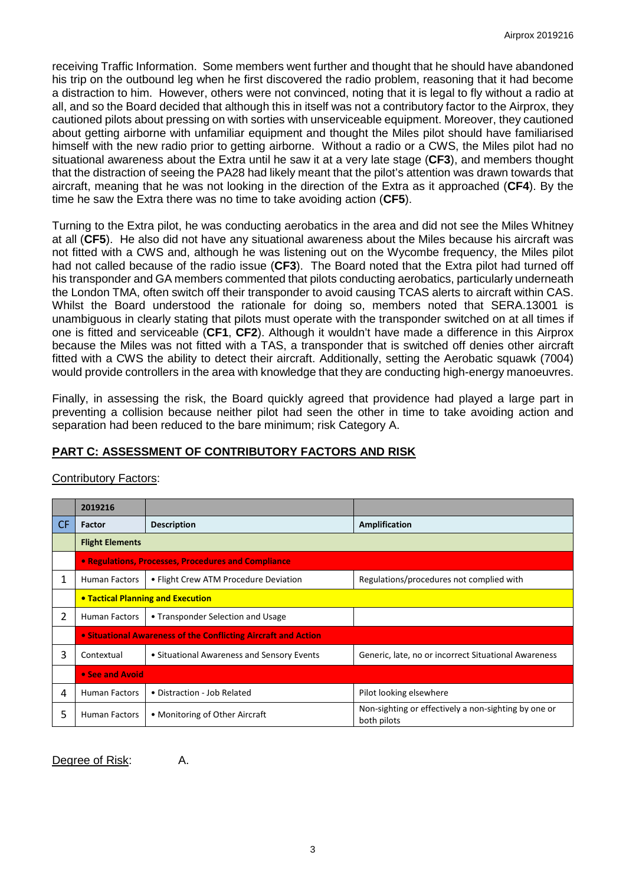receiving Traffic Information. Some members went further and thought that he should have abandoned his trip on the outbound leg when he first discovered the radio problem, reasoning that it had become a distraction to him. However, others were not convinced, noting that it is legal to fly without a radio at all, and so the Board decided that although this in itself was not a contributory factor to the Airprox, they cautioned pilots about pressing on with sorties with unserviceable equipment. Moreover, they cautioned about getting airborne with unfamiliar equipment and thought the Miles pilot should have familiarised himself with the new radio prior to getting airborne. Without a radio or a CWS, the Miles pilot had no situational awareness about the Extra until he saw it at a very late stage (**CF3**), and members thought that the distraction of seeing the PA28 had likely meant that the pilot's attention was drawn towards that aircraft, meaning that he was not looking in the direction of the Extra as it approached (**CF4**). By the time he saw the Extra there was no time to take avoiding action (**CF5**).

Turning to the Extra pilot, he was conducting aerobatics in the area and did not see the Miles Whitney at all (**CF5**). He also did not have any situational awareness about the Miles because his aircraft was not fitted with a CWS and, although he was listening out on the Wycombe frequency, the Miles pilot had not called because of the radio issue (**CF3**). The Board noted that the Extra pilot had turned off his transponder and GA members commented that pilots conducting aerobatics, particularly underneath the London TMA, often switch off their transponder to avoid causing TCAS alerts to aircraft within CAS. Whilst the Board understood the rationale for doing so, members noted that SERA.13001 is unambiguous in clearly stating that pilots must operate with the transponder switched on at all times if one is fitted and serviceable (**CF1**, **CF2**). Although it wouldn't have made a difference in this Airprox because the Miles was not fitted with a TAS, a transponder that is switched off denies other aircraft fitted with a CWS the ability to detect their aircraft. Additionally, setting the Aerobatic squawk (7004) would provide controllers in the area with knowledge that they are conducting high-energy manoeuvres.

Finally, in assessing the risk, the Board quickly agreed that providence had played a large part in preventing a collision because neither pilot had seen the other in time to take avoiding action and separation had been reduced to the bare minimum; risk Category A.

## PART C: ASSESSMENT OF CONTRIBUTORY FACTORS AND RISK

Contributory Factors:

| | 2019216 | | |
|---|---|---|---|
| CF | Factor | Description | Amplification |
| | **Flight Elements** | | |
| | **• Regulations, Processes, Procedures and Compliance** | | |
| 1 | Human Factors | • Flight Crew ATM Procedure Deviation | Regulations/procedures not complied with |
| | **• Tactical Planning and Execution** | | |
| 2 | Human Factors | • Transponder Selection and Usage | |
| | **• Situational Awareness of the Conflicting Aircraft and Action** | | |
| 3 | Contextual | • Situational Awareness and Sensory Events | Generic, late, no or incorrect Situational Awareness |
| | **• See and Avoid** | | |
| 4 | Human Factors | • Distraction - Job Related | Pilot looking elsewhere |
| 5 | Human Factors | • Monitoring of Other Aircraft | Non-sighting or effectively a non-sighting by one or both pilots |

Degree of Risk: A.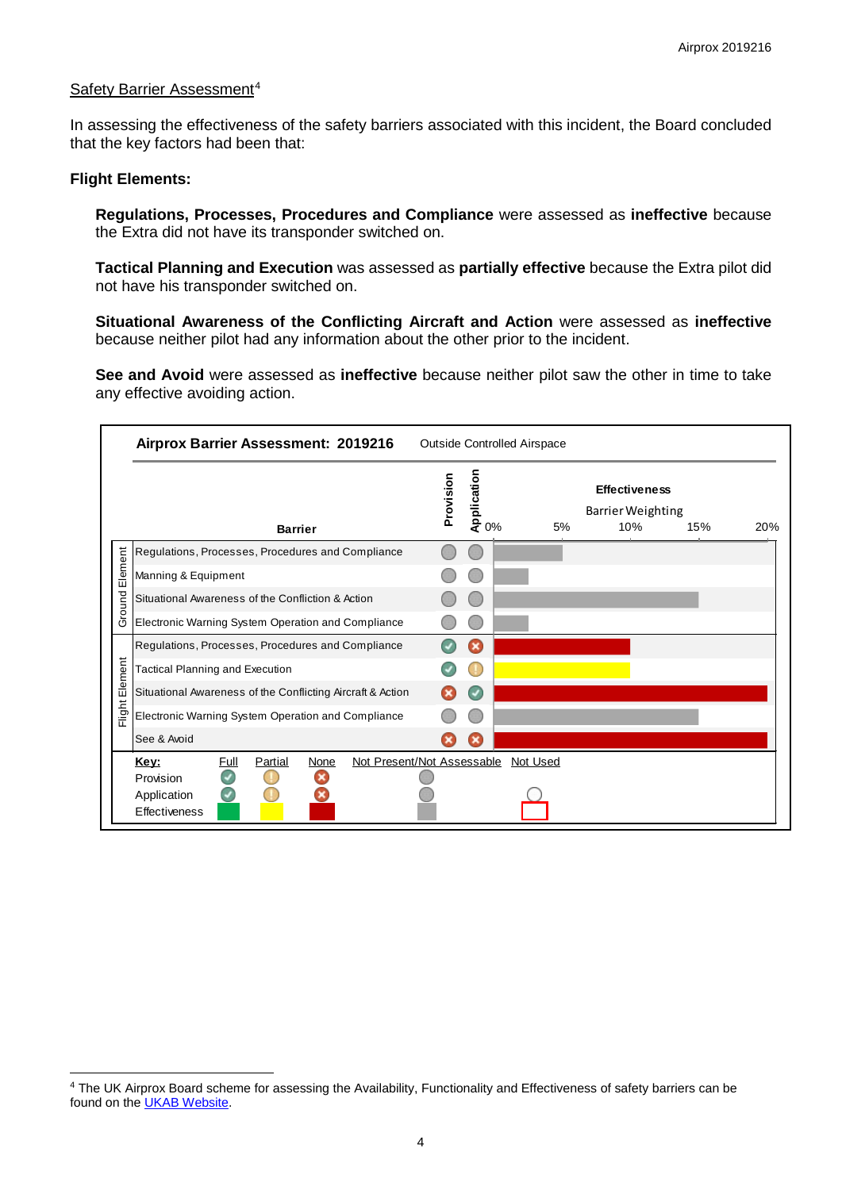Safety Barrier Assessment[4]

In assessing the effectiveness of the safety barriers associated with this incident, the Board concluded that the key factors had been that:

**Flight Elements:**

**Regulations, Processes, Procedures and Compliance** were assessed as **ineffective** because the Extra did not have its transponder switched on.

**Tactical Planning and Execution** was assessed as **partially effective** because the Extra pilot did not have his transponder switched on.

**Situational Awareness of the Conflicting Aircraft and Action** were assessed as **ineffective** because neither pilot had any information about the other prior to the incident.

**See and Avoid** were assessed as **ineffective** because neither pilot saw the other in time to take any effective avoiding action.

**Airprox Barrier Assessment: 2019216** Outside Controlled Airspace

| | Barrier | Provision | Application |
|---|---|---|---|
| Ground Element | Regulations, Processes, Procedures and Compliance | Not Present/Not Assessable | Not Present/Not Assessable |
| | Manning & Equipment | Not Present/Not Assessable | Not Present/Not Assessable |
| | Situational Awareness of the Confliction & Action | Not Present/Not Assessable | Not Present/Not Assessable |
| | Electronic Warning System Operation and Compliance | Not Present/Not Assessable | Not Present/Not Assessable |
| Flight Element | Regulations, Processes, Procedures and Compliance | Full | None |
| | Tactical Planning and Execution | Full | Partial |
| | Situational Awareness of the Conflicting Aircraft & Action | None | Full |
| | Electronic Warning System Operation and Compliance | Not Present/Not Assessable | Not Present/Not Assessable |
| | See & Avoid | None | None |

Effectiveness

Barrier Weighting

0% 5% 10% 15% 20%

Key: Full Partial None Not Present/Not Assessable Not Used

Provision

Application

Effectiveness

[4] The UK Airprox Board scheme for assessing the Availability, Functionality and Effectiveness of safety barriers can be found on the [UKAB Website](#).